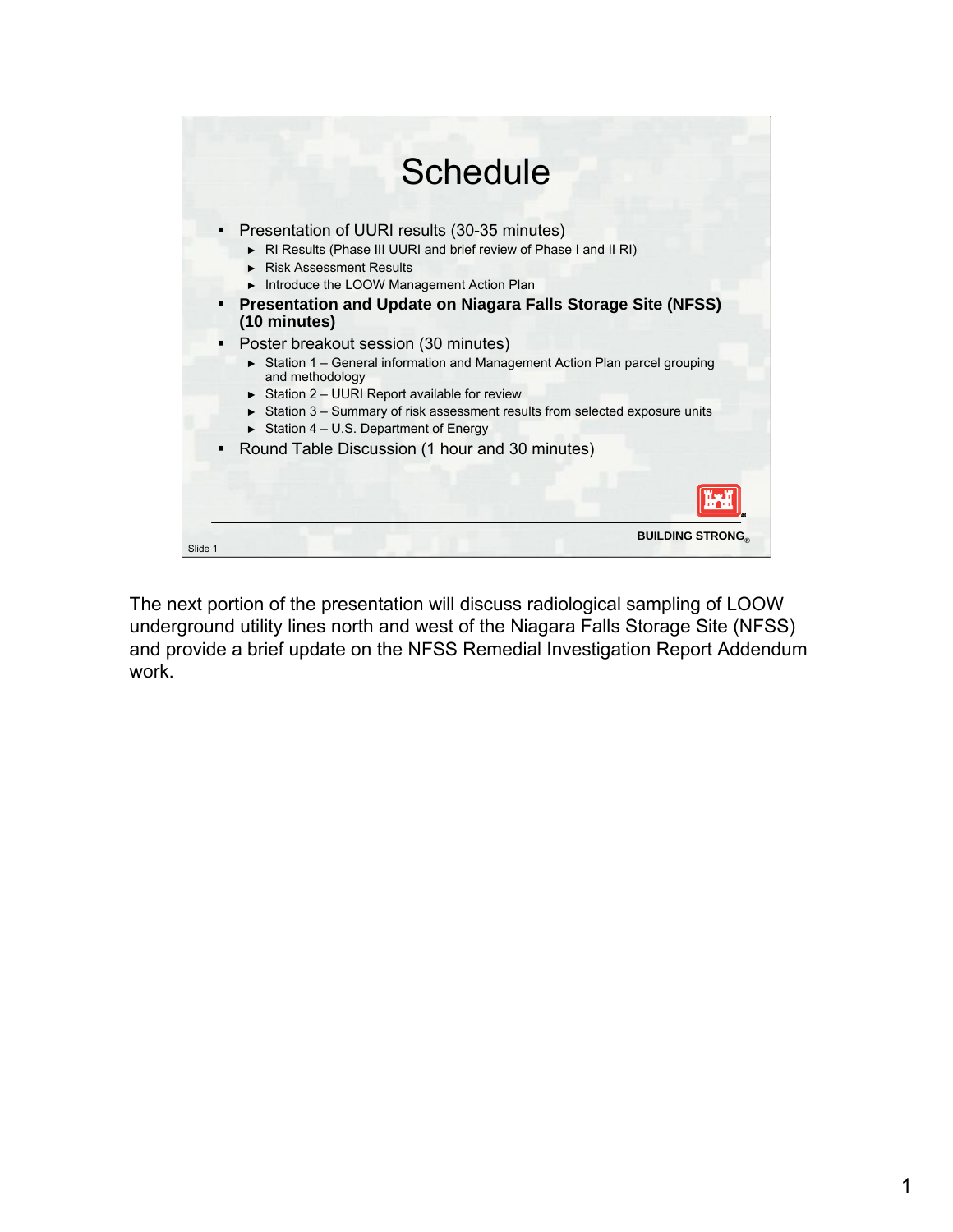# Schedule

- Presentation of UURI results (30-35 minutes)
  - RI Results (Phase III UURI and brief review of Phase I and II RI)
  - Risk Assessment Results
  - Introduce the LOOW Management Action Plan
- **Presentation and Update on Niagara Falls Storage Site (NFSS) (10 minutes)**
- Poster breakout session (30 minutes)
  - Station 1 – General information and Management Action Plan parcel grouping and methodology
  - Station 2 – UURI Report available for review
  - Station 3 – Summary of risk assessment results from selected exposure units
  - Station 4 – U.S. Department of Energy
- Round Table Discussion (1 hour and 30 minutes)

BUILDING STRONG®

Slide 1

The next portion of the presentation will discuss radiological sampling of LOOW underground utility lines north and west of the Niagara Falls Storage Site (NFSS) and provide a brief update on the NFSS Remedial Investigation Report Addendum work.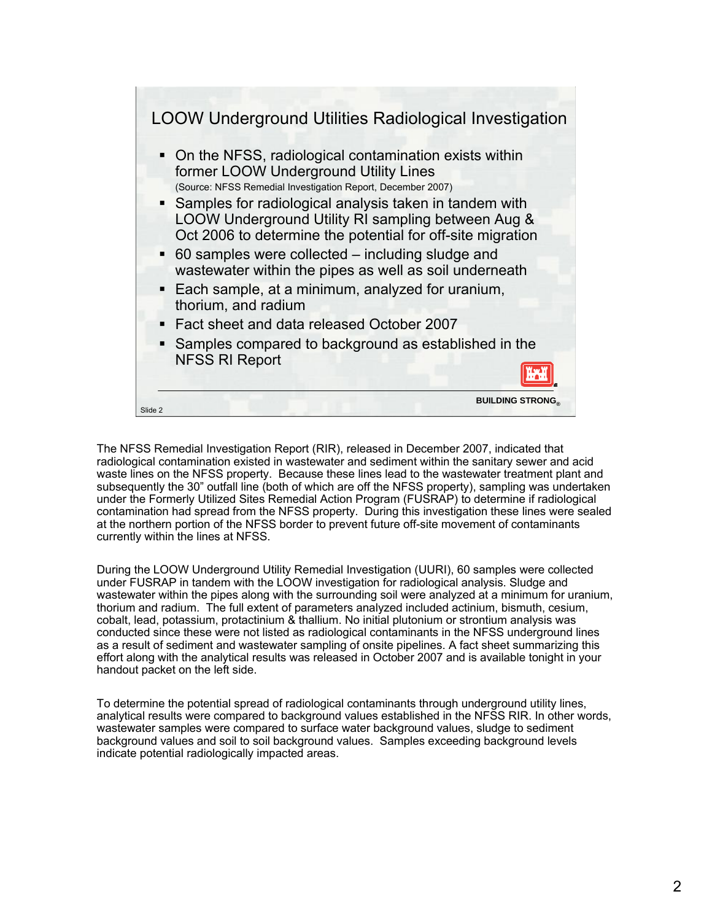## LOOW Underground Utilities Radiological Investigation

- On the NFSS, radiological contamination exists within former LOOW Underground Utility Lines
  (Source: NFSS Remedial Investigation Report, December 2007)
- Samples for radiological analysis taken in tandem with LOOW Underground Utility RI sampling between Aug & Oct 2006 to determine the potential for off-site migration
- 60 samples were collected – including sludge and wastewater within the pipes as well as soil underneath
- Each sample, at a minimum, analyzed for uranium, thorium, and radium
- Fact sheet and data released October 2007
- Samples compared to background as established in the NFSS RI Report

BUILDING STRONG®

Slide 2

The NFSS Remedial Investigation Report (RIR), released in December 2007, indicated that radiological contamination existed in wastewater and sediment within the sanitary sewer and acid waste lines on the NFSS property. Because these lines lead to the wastewater treatment plant and subsequently the 30" outfall line (both of which are off the NFSS property), sampling was undertaken under the Formerly Utilized Sites Remedial Action Program (FUSRAP) to determine if radiological contamination had spread from the NFSS property. During this investigation these lines were sealed at the northern portion of the NFSS border to prevent future off-site movement of contaminants currently within the lines at NFSS.

During the LOOW Underground Utility Remedial Investigation (UURI), 60 samples were collected under FUSRAP in tandem with the LOOW investigation for radiological analysis. Sludge and wastewater within the pipes along with the surrounding soil were analyzed at a minimum for uranium, thorium and radium. The full extent of parameters analyzed included actinium, bismuth, cesium, cobalt, lead, potassium, protactinium & thallium. No initial plutonium or strontium analysis was conducted since these were not listed as radiological contaminants in the NFSS underground lines as a result of sediment and wastewater sampling of onsite pipelines. A fact sheet summarizing this effort along with the analytical results was released in October 2007 and is available tonight in your handout packet on the left side.

To determine the potential spread of radiological contaminants through underground utility lines, analytical results were compared to background values established in the NFSS RIR. In other words, wastewater samples were compared to surface water background values, sludge to sediment background values and soil to soil background values. Samples exceeding background levels indicate potential radiologically impacted areas.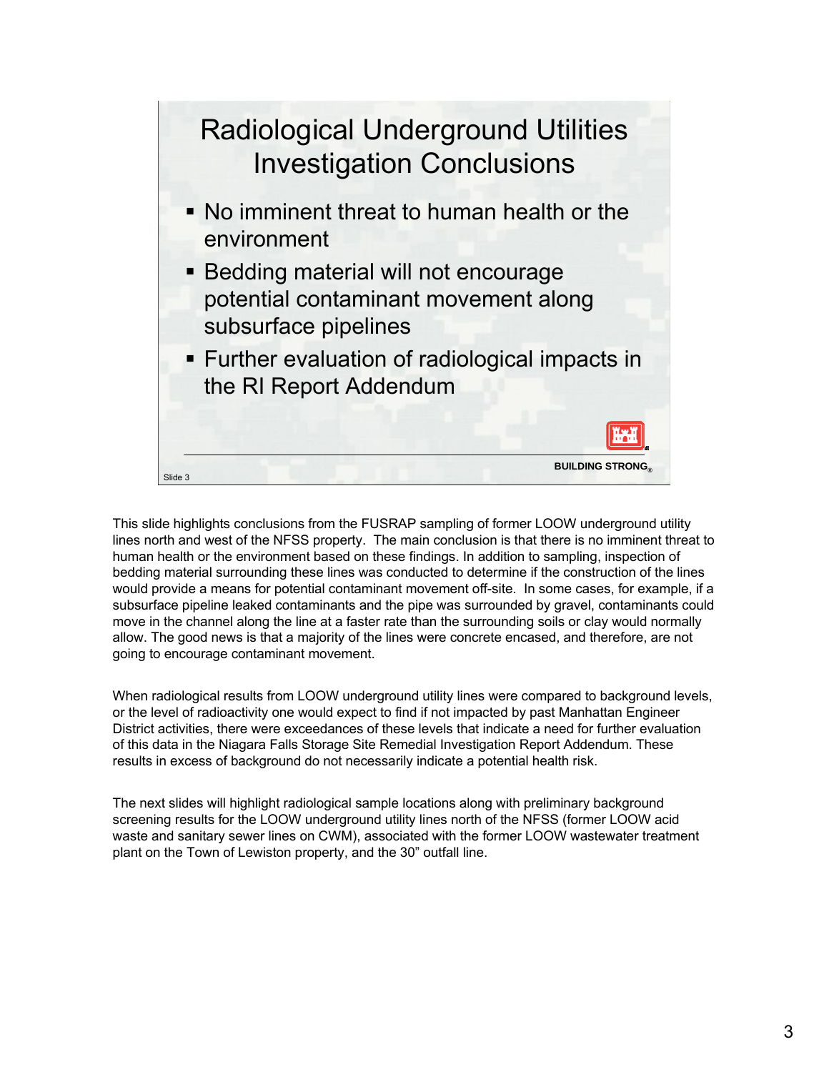# Radiological Underground Utilities Investigation Conclusions

- No imminent threat to human health or the environment
- Bedding material will not encourage potential contaminant movement along subsurface pipelines
- Further evaluation of radiological impacts in the RI Report Addendum

BUILDING STRONG®

Slide 3

This slide highlights conclusions from the FUSRAP sampling of former LOOW underground utility lines north and west of the NFSS property. The main conclusion is that there is no imminent threat to human health or the environment based on these findings. In addition to sampling, inspection of bedding material surrounding these lines was conducted to determine if the construction of the lines would provide a means for potential contaminant movement off-site. In some cases, for example, if a subsurface pipeline leaked contaminants and the pipe was surrounded by gravel, contaminants could move in the channel along the line at a faster rate than the surrounding soils or clay would normally allow. The good news is that a majority of the lines were concrete encased, and therefore, are not going to encourage contaminant movement.

When radiological results from LOOW underground utility lines were compared to background levels, or the level of radioactivity one would expect to find if not impacted by past Manhattan Engineer District activities, there were exceedances of these levels that indicate a need for further evaluation of this data in the Niagara Falls Storage Site Remedial Investigation Report Addendum. These results in excess of background do not necessarily indicate a potential health risk.

The next slides will highlight radiological sample locations along with preliminary background screening results for the LOOW underground utility lines north of the NFSS (former LOOW acid waste and sanitary sewer lines on CWM), associated with the former LOOW wastewater treatment plant on the Town of Lewiston property, and the 30” outfall line.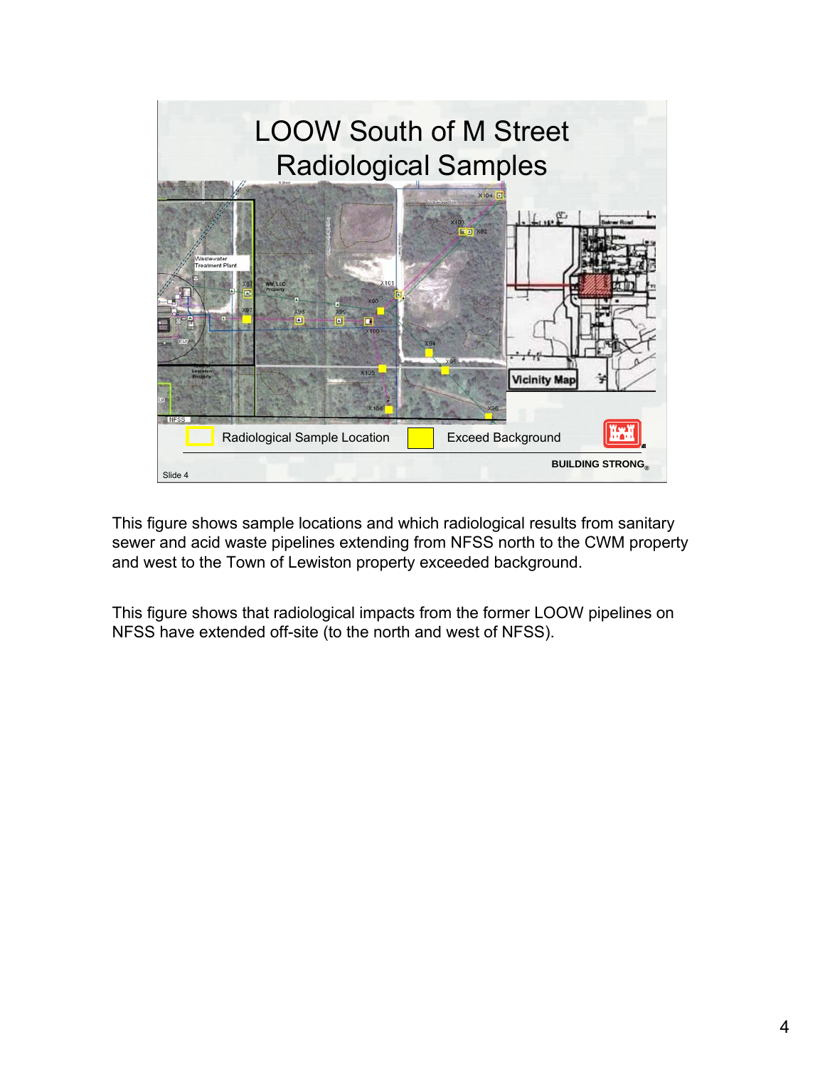# LOOW South of M Street Radiological Samples

Radiological Sample Location | Exceed Background

BUILDING STRONG®

Slide 4

This figure shows sample locations and which radiological results from sanitary sewer and acid waste pipelines extending from NFSS north to the CWM property and west to the Town of Lewiston property exceeded background.

This figure shows that radiological impacts from the former LOOW pipelines on NFSS have extended off-site (to the north and west of NFSS).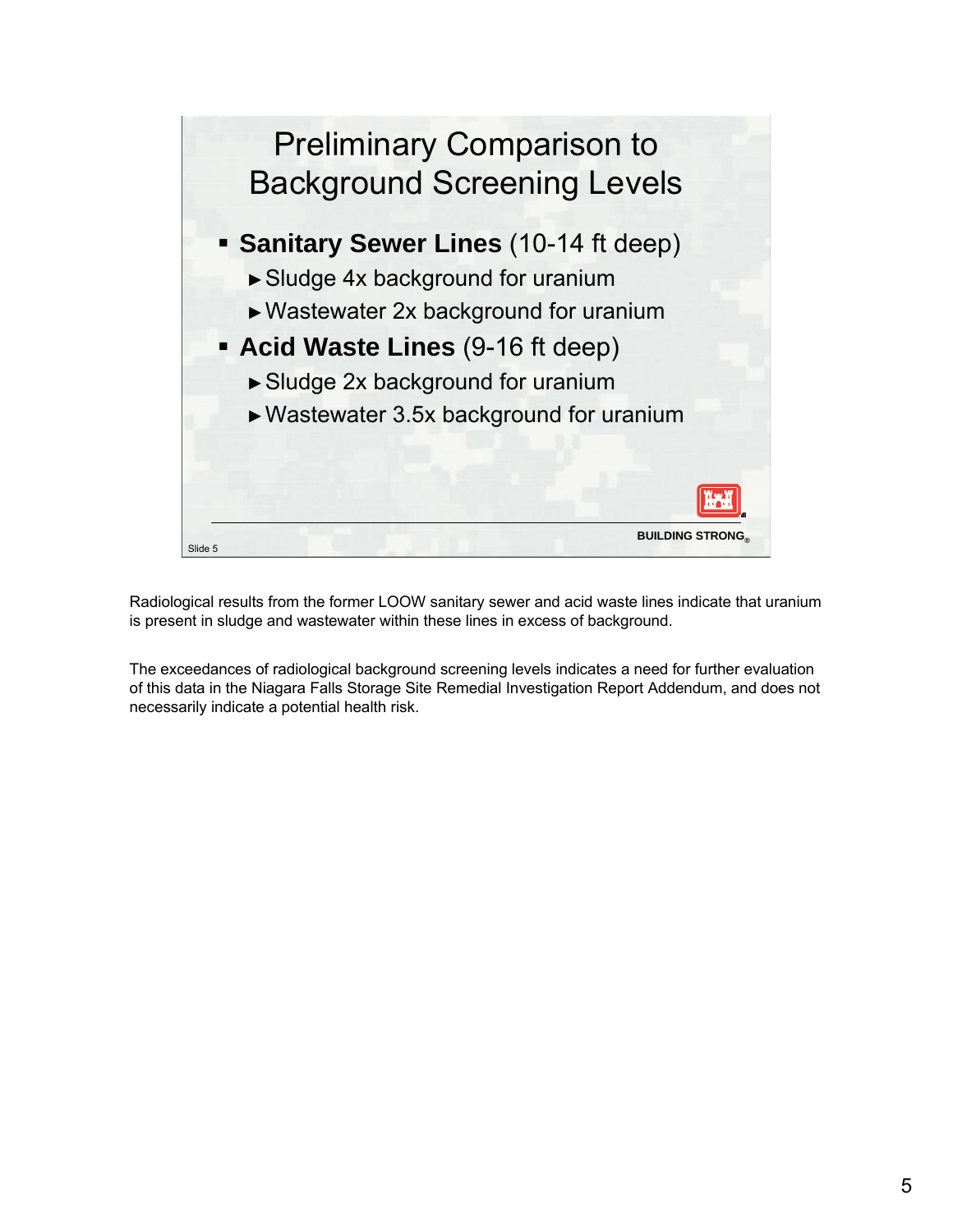## Preliminary Comparison to Background Screening Levels

- **Sanitary Sewer Lines** (10-14 ft deep)
  - Sludge 4x background for uranium
  - Wastewater 2x background for uranium
- **Acid Waste Lines** (9-16 ft deep)
  - Sludge 2x background for uranium
  - Wastewater 3.5x background for uranium

BUILDING STRONG®

Slide 5

Radiological results from the former LOOW sanitary sewer and acid waste lines indicate that uranium is present in sludge and wastewater within these lines in excess of background.

The exceedances of radiological background screening levels indicates a need for further evaluation of this data in the Niagara Falls Storage Site Remedial Investigation Report Addendum, and does not necessarily indicate a potential health risk.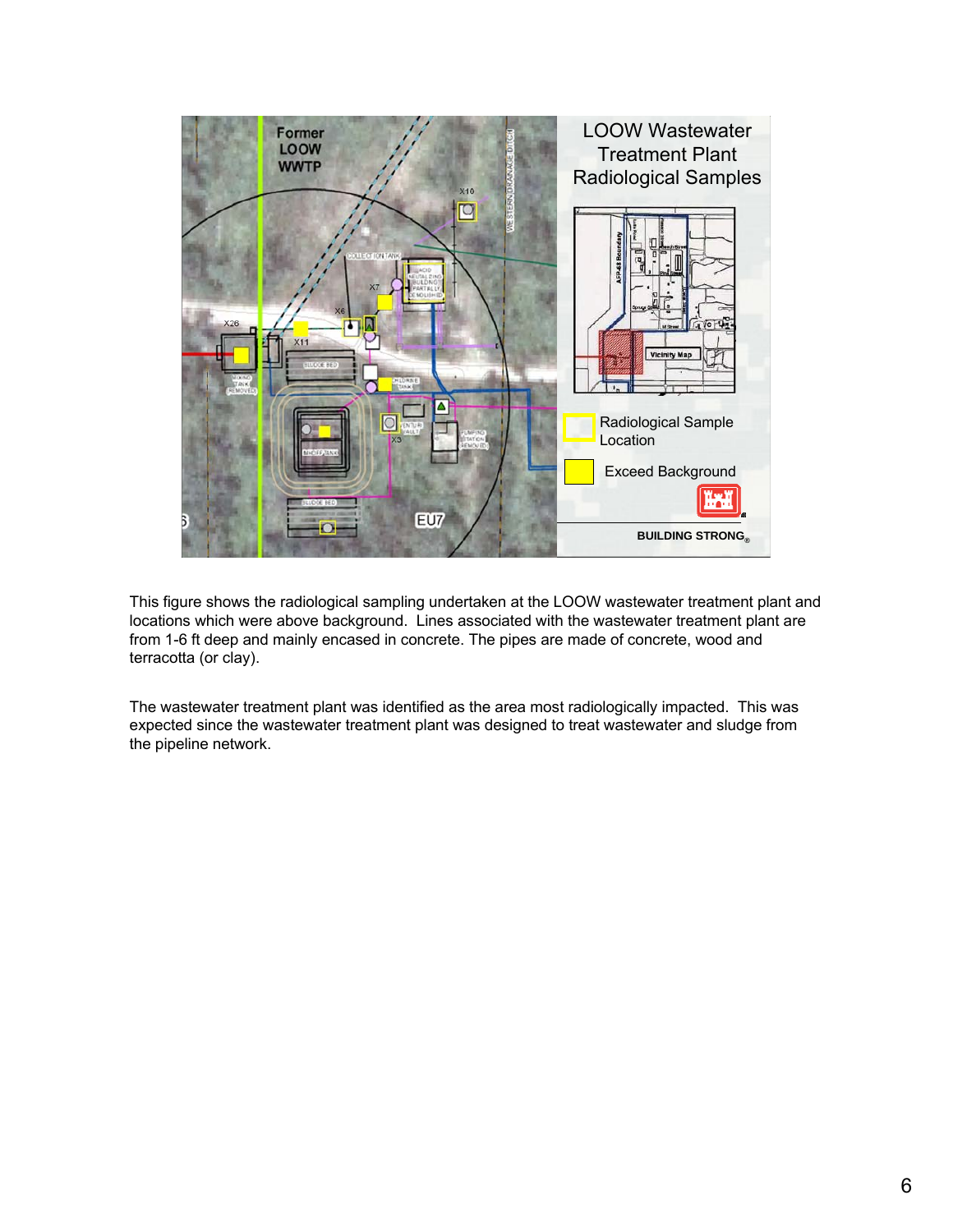This figure shows the radiological sampling undertaken at the LOOW wastewater treatment plant and locations which were above background. Lines associated with the wastewater treatment plant are from 1-6 ft deep and mainly encased in concrete. The pipes are made of concrete, wood and terracotta (or clay).

The wastewater treatment plant was identified as the area most radiologically impacted. This was expected since the wastewater treatment plant was designed to treat wastewater and sludge from the pipeline network.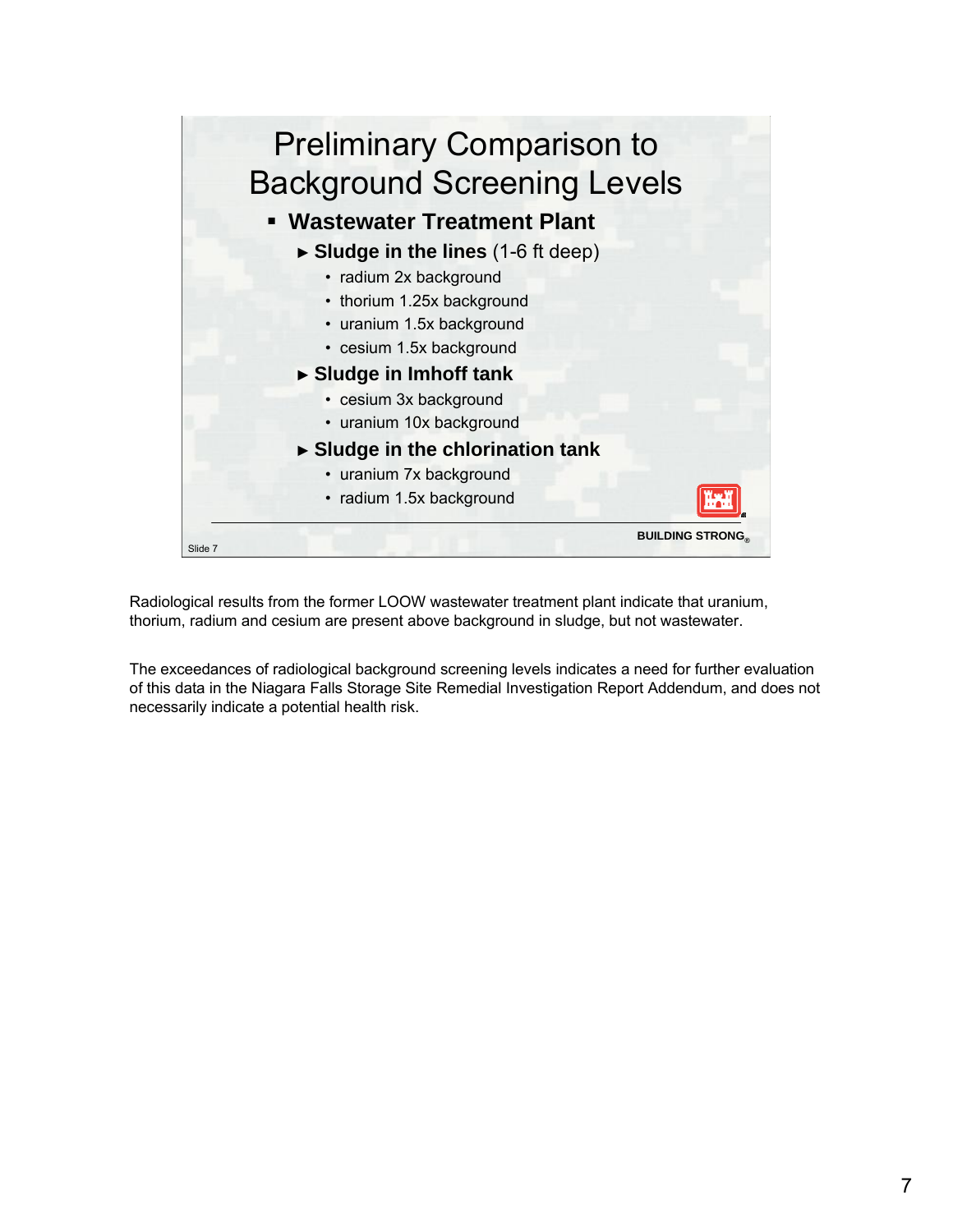# Preliminary Comparison to Background Screening Levels

- **Wastewater Treatment Plant**
  - **Sludge in the lines** (1-6 ft deep)
    - radium 2x background
    - thorium 1.25x background
    - uranium 1.5x background
    - cesium 1.5x background
  - **Sludge in Imhoff tank**
    - cesium 3x background
    - uranium 10x background
  - **Sludge in the chlorination tank**
    - uranium 7x background
    - radium 1.5x background

BUILDING STRONG®

Slide 7

Radiological results from the former LOOW wastewater treatment plant indicate that uranium, thorium, radium and cesium are present above background in sludge, but not wastewater.

The exceedances of radiological background screening levels indicates a need for further evaluation of this data in the Niagara Falls Storage Site Remedial Investigation Report Addendum, and does not necessarily indicate a potential health risk.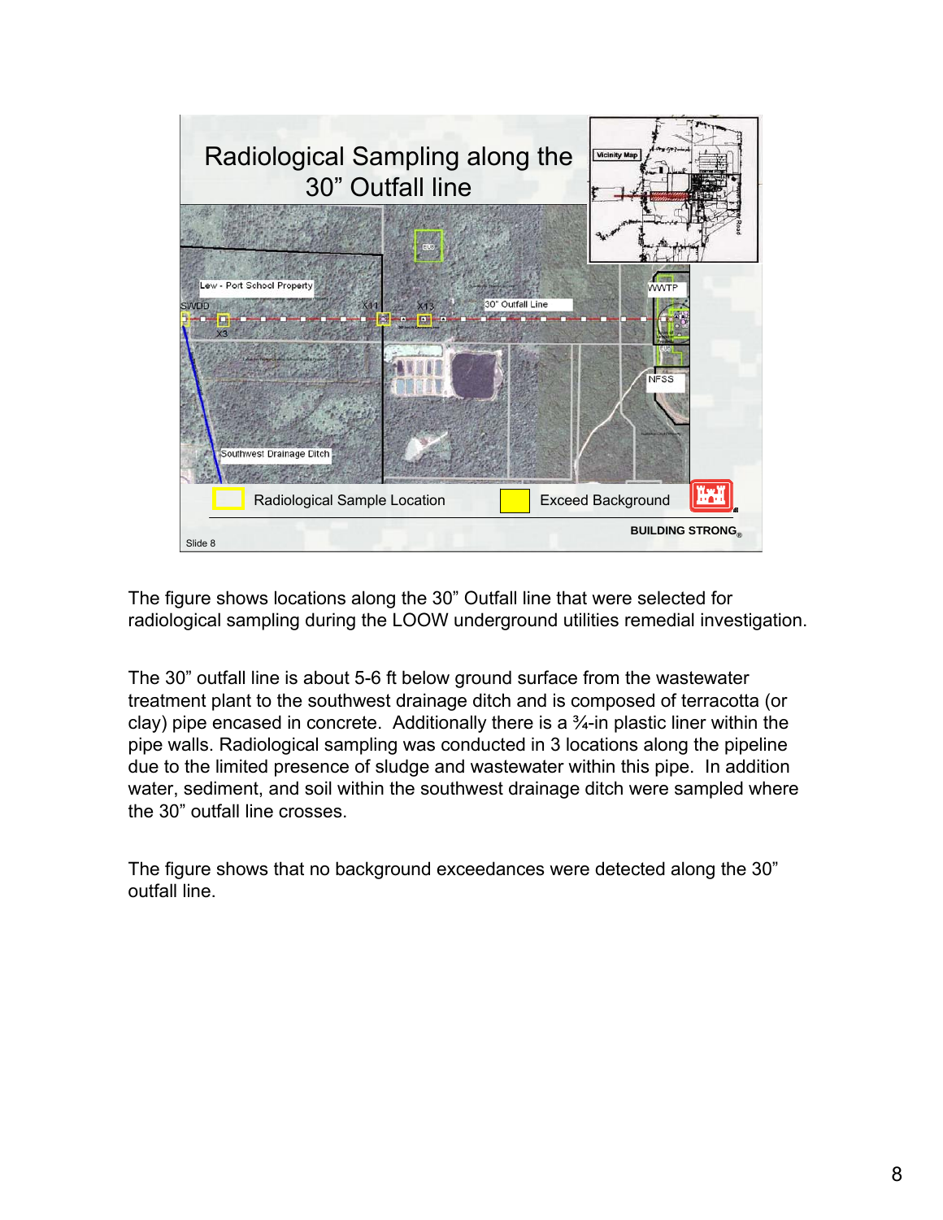The figure shows locations along the 30" Outfall line that were selected for radiological sampling during the LOOW underground utilities remedial investigation.

The 30" outfall line is about 5-6 ft below ground surface from the wastewater treatment plant to the southwest drainage ditch and is composed of terracotta (or clay) pipe encased in concrete. Additionally there is a ¾-in plastic liner within the pipe walls. Radiological sampling was conducted in 3 locations along the pipeline due to the limited presence of sludge and wastewater within this pipe. In addition water, sediment, and soil within the southwest drainage ditch were sampled where the 30" outfall line crosses.

The figure shows that no background exceedances were detected along the 30" outfall line.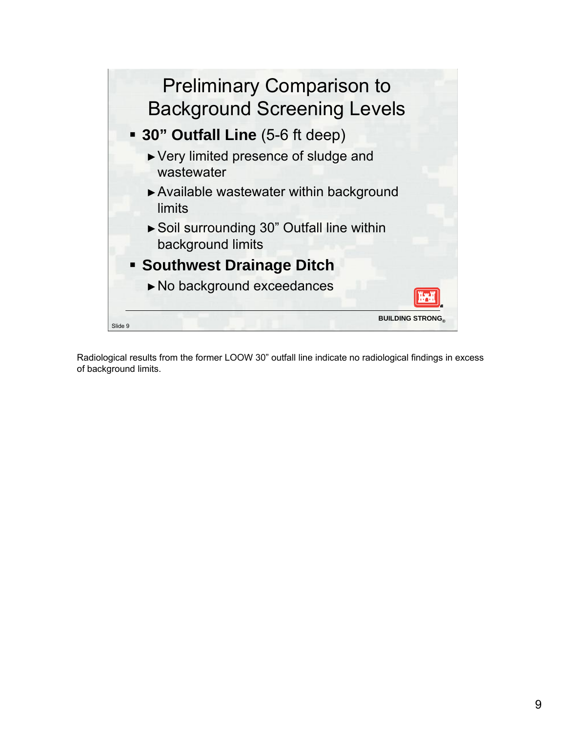# Preliminary Comparison to Background Screening Levels

- **30" Outfall Line** (5-6 ft deep)
  - Very limited presence of sludge and wastewater
  - Available wastewater within background limits
  - Soil surrounding 30" Outfall line within background limits
- **Southwest Drainage Ditch**
  - No background exceedances

Slide 9

BUILDING STRONG®

Radiological results from the former LOOW 30" outfall line indicate no radiological findings in excess of background limits.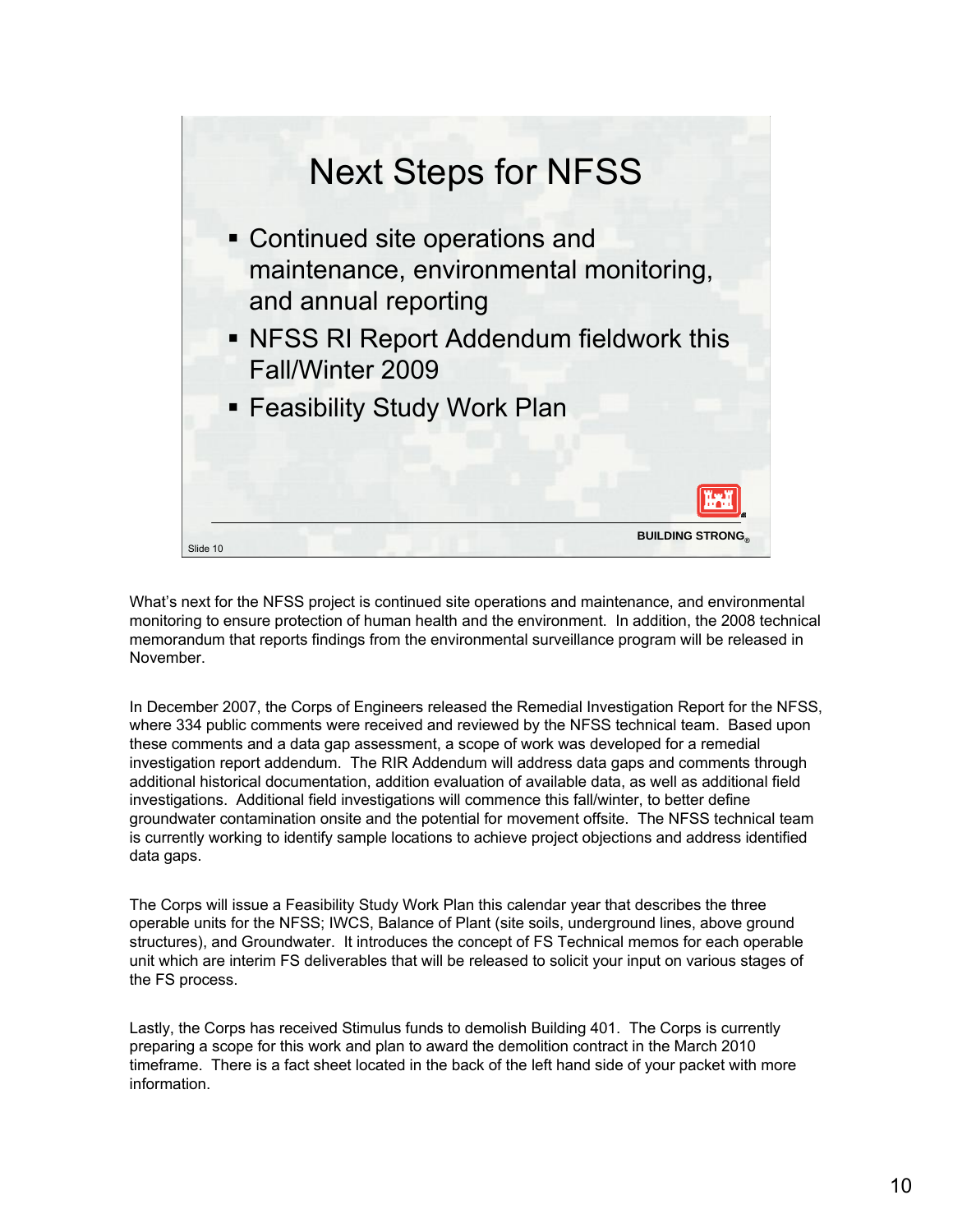# Next Steps for NFSS

- Continued site operations and maintenance, environmental monitoring, and annual reporting
- NFSS RI Report Addendum fieldwork this Fall/Winter 2009
- Feasibility Study Work Plan

BUILDING STRONG®

Slide 10

What's next for the NFSS project is continued site operations and maintenance, and environmental monitoring to ensure protection of human health and the environment. In addition, the 2008 technical memorandum that reports findings from the environmental surveillance program will be released in November.

In December 2007, the Corps of Engineers released the Remedial Investigation Report for the NFSS, where 334 public comments were received and reviewed by the NFSS technical team. Based upon these comments and a data gap assessment, a scope of work was developed for a remedial investigation report addendum. The RIR Addendum will address data gaps and comments through additional historical documentation, addition evaluation of available data, as well as additional field investigations. Additional field investigations will commence this fall/winter, to better define groundwater contamination onsite and the potential for movement offsite. The NFSS technical team is currently working to identify sample locations to achieve project objections and address identified data gaps.

The Corps will issue a Feasibility Study Work Plan this calendar year that describes the three operable units for the NFSS; IWCS, Balance of Plant (site soils, underground lines, above ground structures), and Groundwater. It introduces the concept of FS Technical memos for each operable unit which are interim FS deliverables that will be released to solicit your input on various stages of the FS process.

Lastly, the Corps has received Stimulus funds to demolish Building 401. The Corps is currently preparing a scope for this work and plan to award the demolition contract in the March 2010 timeframe. There is a fact sheet located in the back of the left hand side of your packet with more information.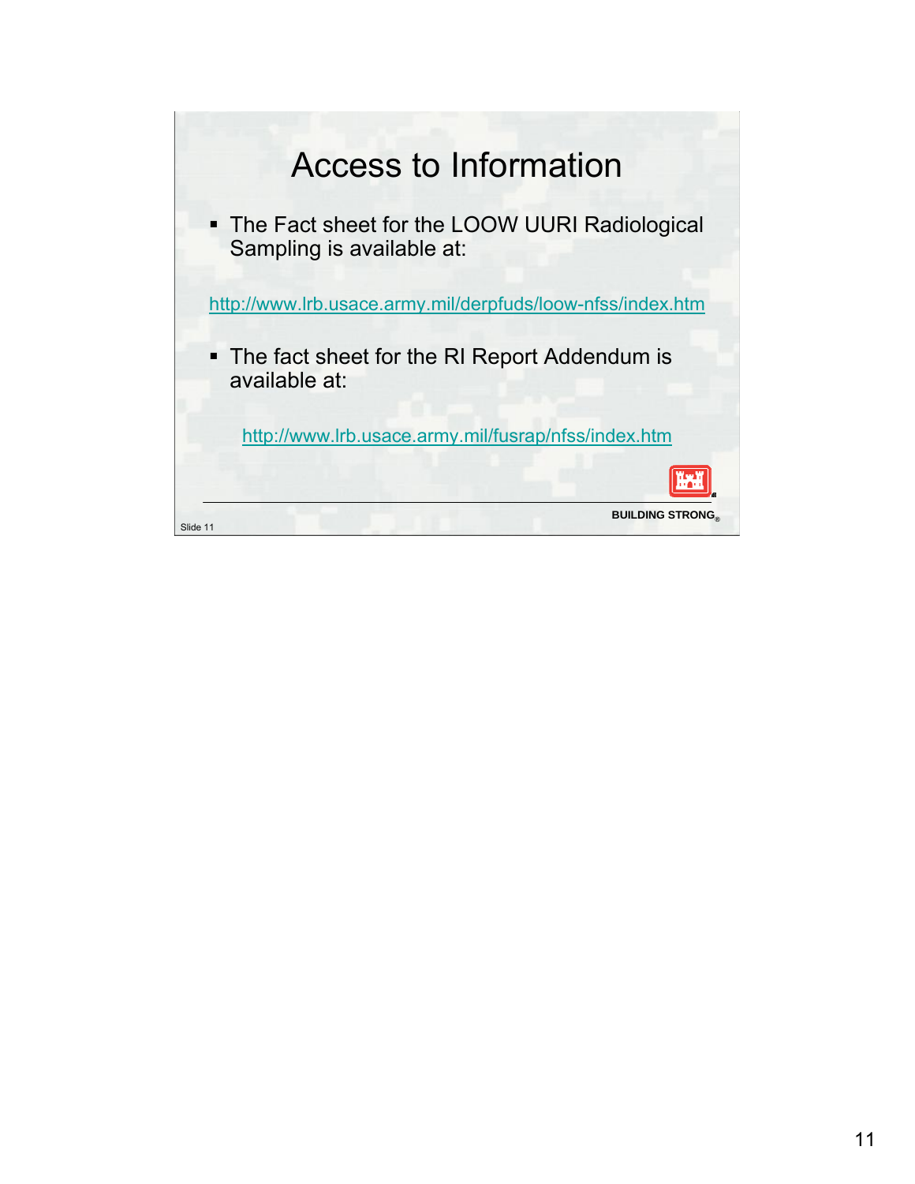# Access to Information

- The Fact sheet for the LOOW UURI Radiological Sampling is available at:

http://www.lrb.usace.army.mil/derpfuds/loow-nfss/index.htm

- The fact sheet for the RI Report Addendum is available at:

http://www.lrb.usace.army.mil/fusrap/nfss/index.htm

BUILDING STRONG®

Slide 11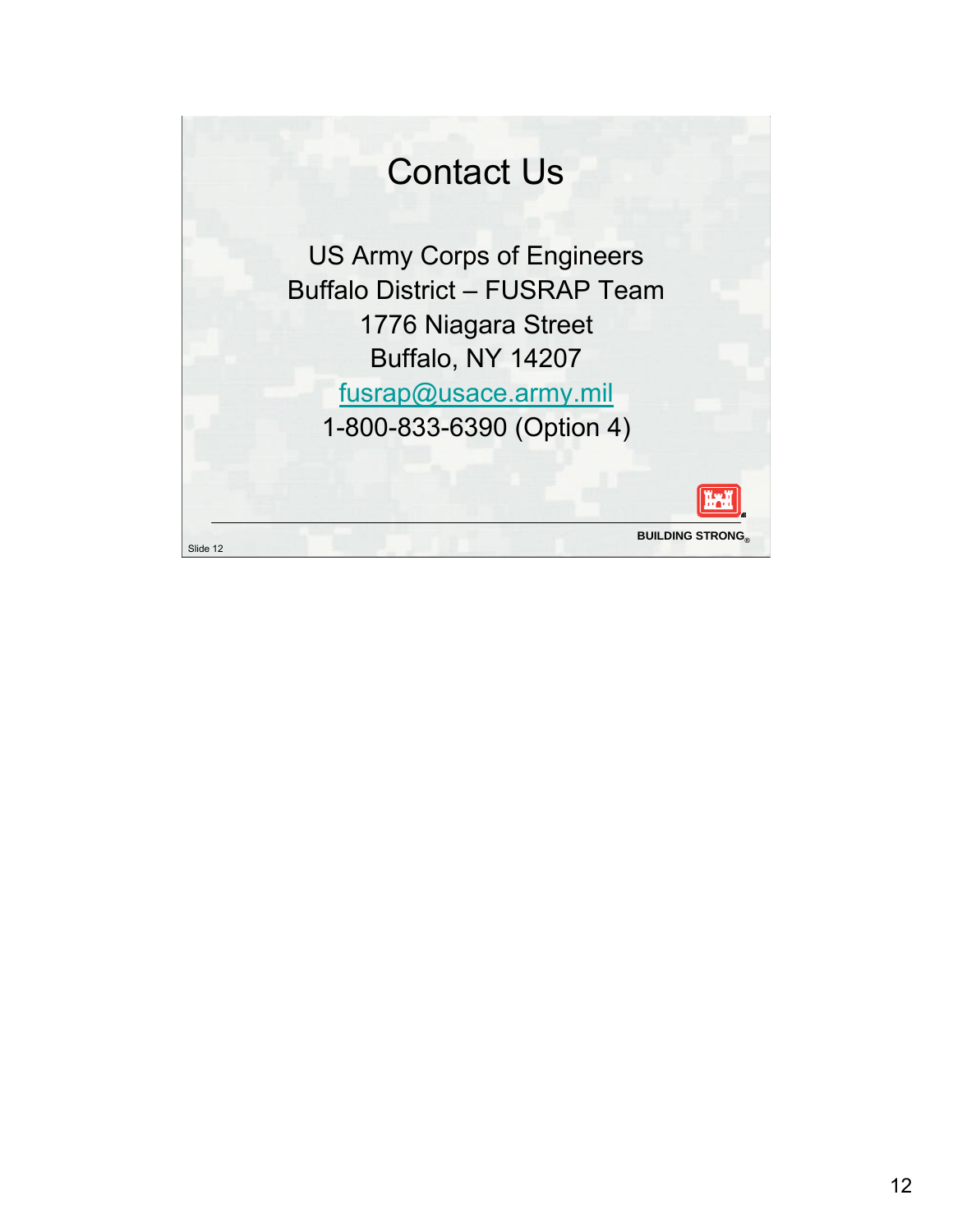# Contact Us

US Army Corps of Engineers
Buffalo District – FUSRAP Team
1776 Niagara Street
Buffalo, NY 14207
fusrap@usace.army.mil
1-800-833-6390 (Option 4)

BUILDING STRONG®

Slide 12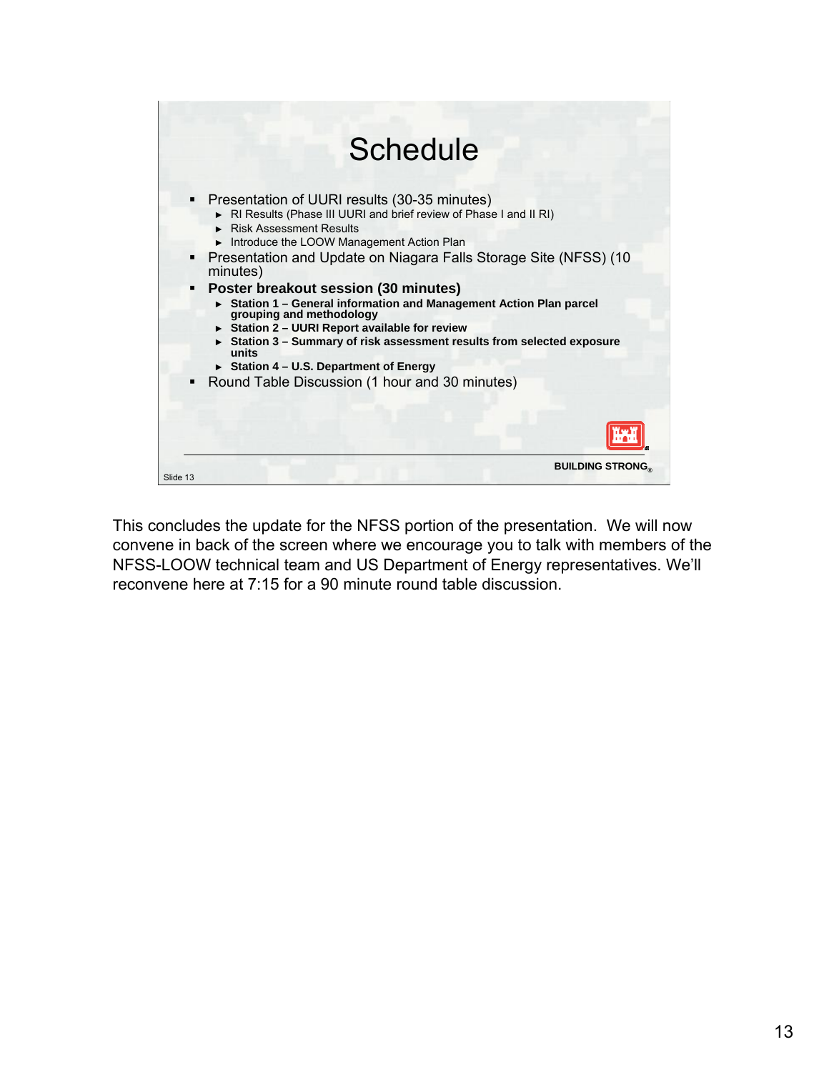# Schedule

- Presentation of UURI results (30-35 minutes)
  - RI Results (Phase III UURI and brief review of Phase I and II RI)
  - Risk Assessment Results
  - Introduce the LOOW Management Action Plan
- Presentation and Update on Niagara Falls Storage Site (NFSS) (10 minutes)
- **Poster breakout session (30 minutes)**
  - **Station 1 – General information and Management Action Plan parcel grouping and methodology**
  - **Station 2 – UURI Report available for review**
  - **Station 3 – Summary of risk assessment results from selected exposure units**
  - **Station 4 – U.S. Department of Energy**
- Round Table Discussion (1 hour and 30 minutes)

BUILDING STRONG®

Slide 13

This concludes the update for the NFSS portion of the presentation. We will now convene in back of the screen where we encourage you to talk with members of the NFSS-LOOW technical team and US Department of Energy representatives. We'll reconvene here at 7:15 for a 90 minute round table discussion.